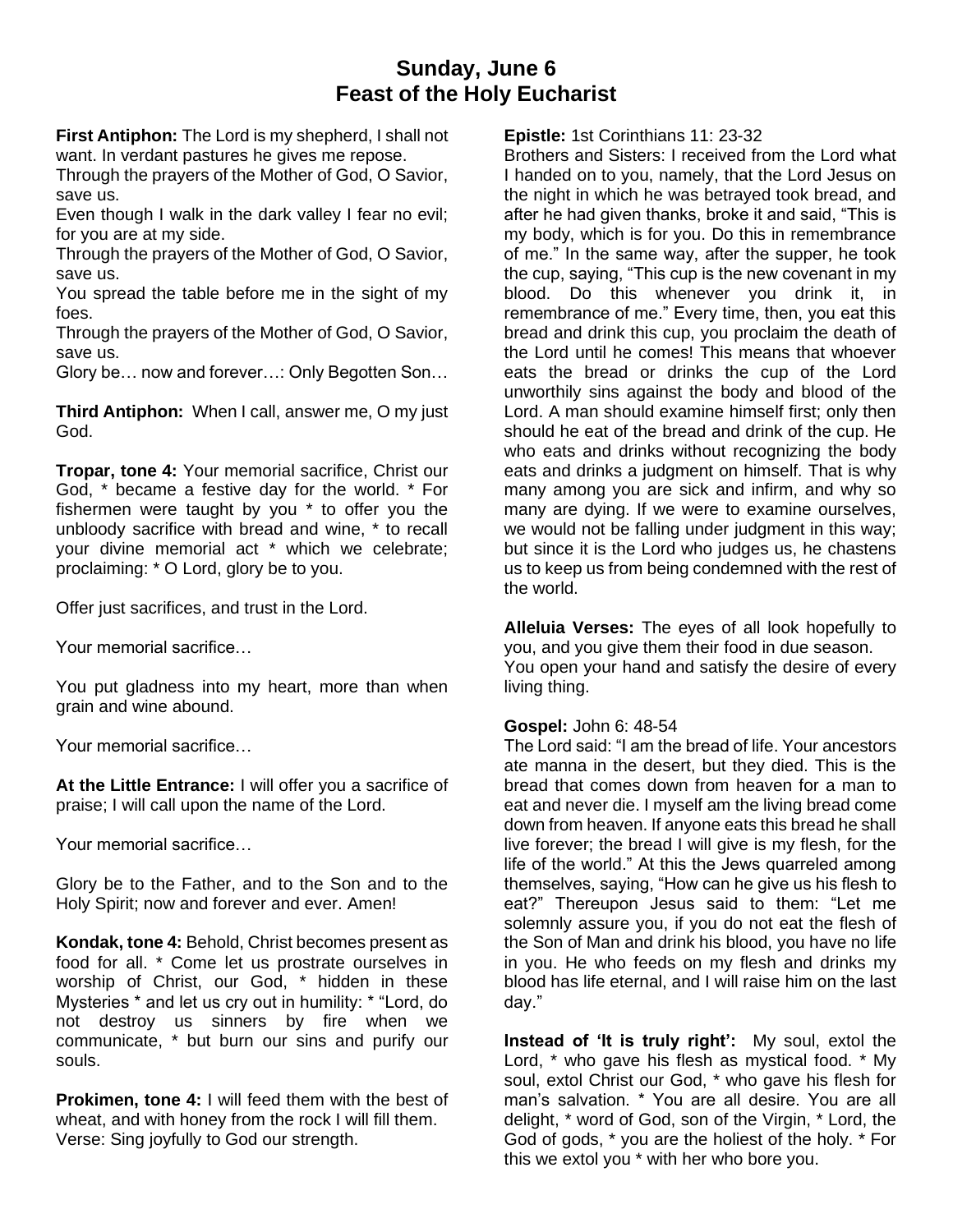# Sunday, June 6
# Feast of the Holy Eucharist

**First Antiphon:** The Lord is my shepherd, I shall not want. In verdant pastures he gives me repose.
Through the prayers of the Mother of God, O Savior, save us.
Even though I walk in the dark valley I fear no evil; for you are at my side.
Through the prayers of the Mother of God, O Savior, save us.
You spread the table before me in the sight of my foes.
Through the prayers of the Mother of God, O Savior, save us.
Glory be… now and forever…: Only Begotten Son…

**Third Antiphon:** When I call, answer me, O my just God.

**Tropar, tone 4:** Your memorial sacrifice, Christ our God, * became a festive day for the world. * For fishermen were taught by you * to offer you the unbloody sacrifice with bread and wine, * to recall your divine memorial act * which we celebrate; proclaiming: * O Lord, glory be to you.

Offer just sacrifices, and trust in the Lord.

Your memorial sacrifice…

You put gladness into my heart, more than when grain and wine abound.

Your memorial sacrifice…

**At the Little Entrance:** I will offer you a sacrifice of praise; I will call upon the name of the Lord.

Your memorial sacrifice…

Glory be to the Father, and to the Son and to the Holy Spirit; now and forever and ever. Amen!

**Kondak, tone 4:** Behold, Christ becomes present as food for all. * Come let us prostrate ourselves in worship of Christ, our God, * hidden in these Mysteries * and let us cry out in humility: * "Lord, do not destroy us sinners by fire when we communicate, * but burn our sins and purify our souls.

**Prokimen, tone 4:** I will feed them with the best of wheat, and with honey from the rock I will fill them.
Verse: Sing joyfully to God our strength.

**Epistle:** 1st Corinthians 11: 23-32
Brothers and Sisters: I received from the Lord what I handed on to you, namely, that the Lord Jesus on the night in which he was betrayed took bread, and after he had given thanks, broke it and said, "This is my body, which is for you. Do this in remembrance of me." In the same way, after the supper, he took the cup, saying, "This cup is the new covenant in my blood. Do this whenever you drink it, in remembrance of me." Every time, then, you eat this bread and drink this cup, you proclaim the death of the Lord until he comes! This means that whoever eats the bread or drinks the cup of the Lord unworthily sins against the body and blood of the Lord. A man should examine himself first; only then should he eat of the bread and drink of the cup. He who eats and drinks without recognizing the body eats and drinks a judgment on himself. That is why many among you are sick and infirm, and why so many are dying. If we were to examine ourselves, we would not be falling under judgment in this way; but since it is the Lord who judges us, he chastens us to keep us from being condemned with the rest of the world.

**Alleluia Verses:** The eyes of all look hopefully to you, and you give them their food in due season.
You open your hand and satisfy the desire of every living thing.

**Gospel:** John 6: 48-54
The Lord said: "I am the bread of life. Your ancestors ate manna in the desert, but they died. This is the bread that comes down from heaven for a man to eat and never die. I myself am the living bread come down from heaven. If anyone eats this bread he shall live forever; the bread I will give is my flesh, for the life of the world." At this the Jews quarreled among themselves, saying, "How can he give us his flesh to eat?" Thereupon Jesus said to them: "Let me solemnly assure you, if you do not eat the flesh of the Son of Man and drink his blood, you have no life in you. He who feeds on my flesh and drinks my blood has life eternal, and I will raise him on the last day."

**Instead of 'It is truly right':** My soul, extol the Lord, * who gave his flesh as mystical food. * My soul, extol Christ our God, * who gave his flesh for man's salvation. * You are all desire. You are all delight, * word of God, son of the Virgin, * Lord, the God of gods, * you are the holiest of the holy. * For this we extol you * with her who bore you.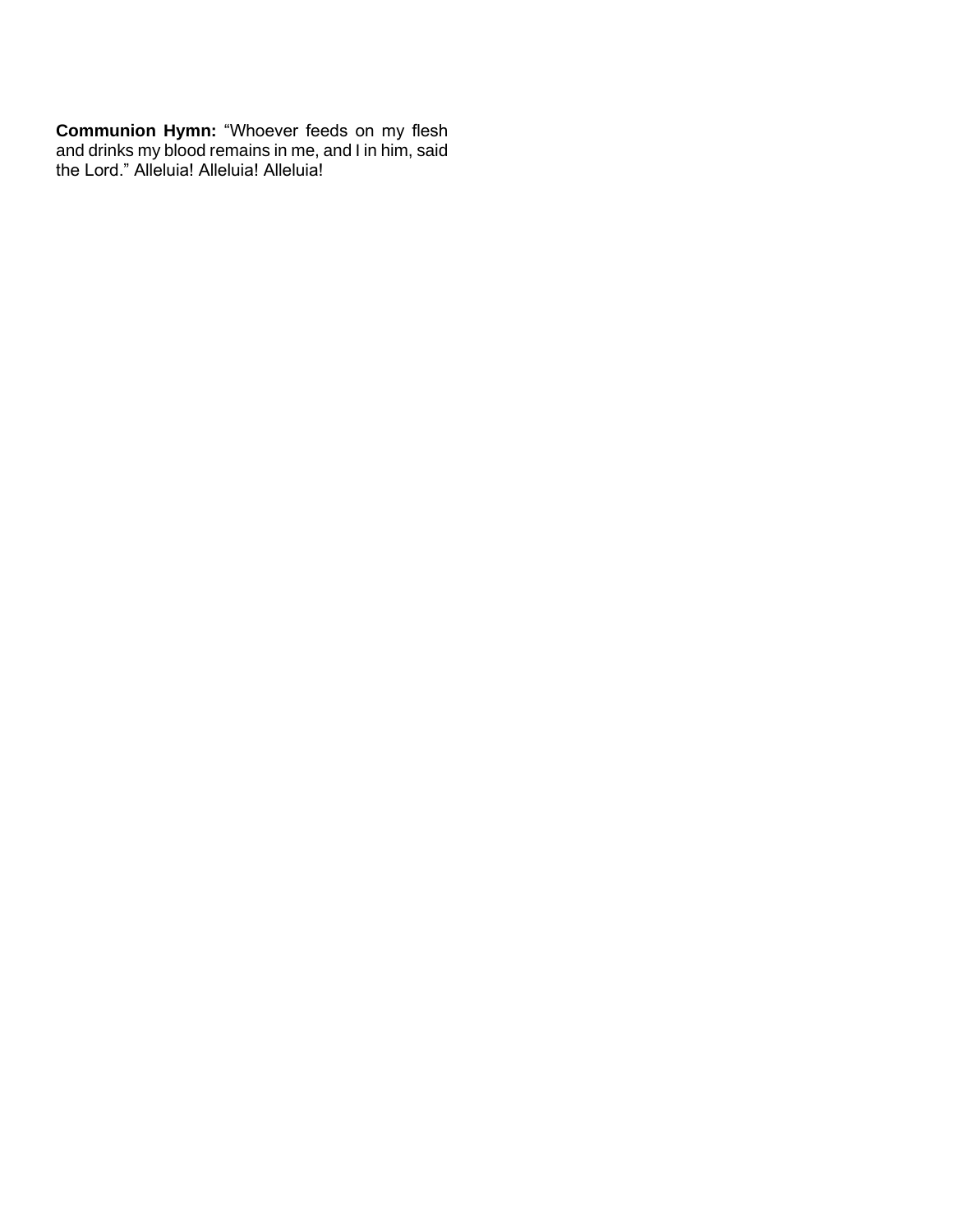**Communion Hymn:** “Whoever feeds on my flesh and drinks my blood remains in me, and I in him, said the Lord.” Alleluia! Alleluia! Alleluia!